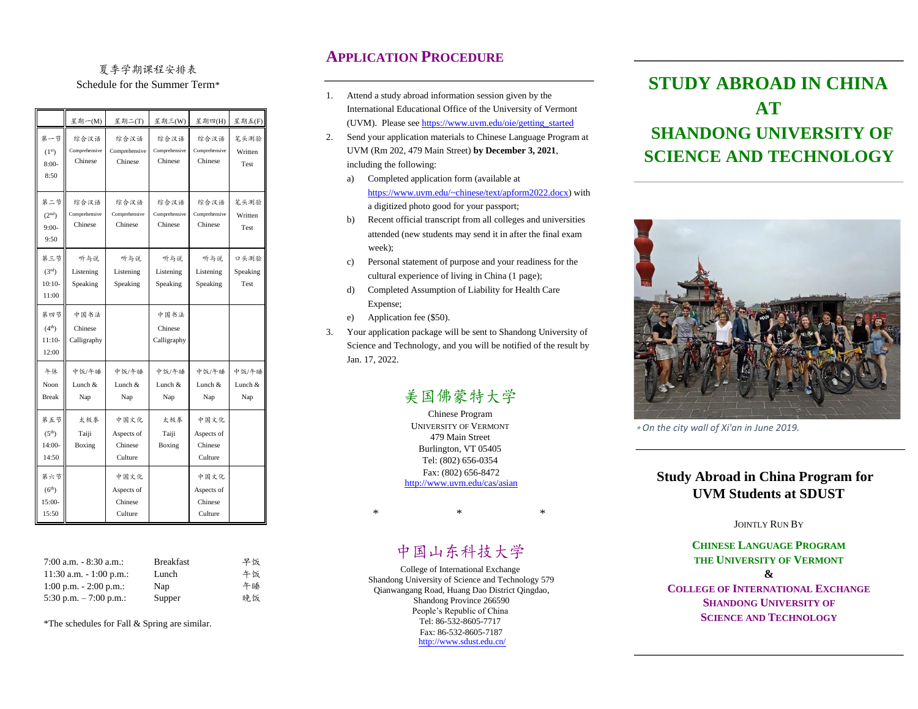夏季学期课程安排表

Schedule for the Summer Term*

| | 星期一(M) | 星期二(T) | 星期三(W) | 星期四(H) | 星期五(F) |
|---|---|---|---|---|---|
| 第一节 (1st) 8:00-8:50 | 综合汉语 Comprehensive Chinese | 综合汉语 Comprehensive Chinese | 综合汉语 Comprehensive Chinese | 综合汉语 Comprehensive Chinese | 笔头测验 Written Test |
| 第二节 (2nd) 9:00-9:50 | 综合汉语 Comprehensive Chinese | 综合汉语 Comprehensive Chinese | 综合汉语 Comprehensive Chinese | 综合汉语 Comprehensive Chinese | 笔头测验 Written Test |
| 第三节 (3rd) 10:10-11:00 | 听与说 Listening Speaking | 听与说 Listening Speaking | 听与说 Listening Speaking | 听与说 Listening Speaking | 口头测验 Speaking Test |
| 第四节 (4th) 11:10-12:00 | 中国书法 Chinese Calligraphy | | 中国书法 Chinese Calligraphy | | |
| 午休 Noon Break | 中饭/午睡 Lunch & Nap | 中饭/午睡 Lunch & Nap | 中饭/午睡 Lunch & Nap | 中饭/午睡 Lunch & Nap | 中饭/午睡 Lunch & Nap |
| 第五节 (5th) 14:00-14:50 | 太极拳 Taiji Boxing | 中国文化 Aspects of Chinese Culture | 太极拳 Taiji Boxing | 中国文化 Aspects of Chinese Culture | |
| 第六节 (6th) 15:00-15:50 | | 中国文化 Aspects of Chinese Culture | | 中国文化 Aspects of Chinese Culture | |

| | | |
|---|---|---|
| 7:00 a.m. - 8:30 a.m.: | Breakfast | 早饭 |
| 11:30 a.m. - 1:00 p.m.: | Lunch | 午饭 |
| 1:00 p.m. - 2:00 p.m.: | Nap | 午睡 |
| 5:30 p.m. – 7:00 p.m.: | Supper | 晚饭 |

*The schedules for Fall & Spring are similar.

## Application Procedure

1. Attend a study abroad information session given by the International Educational Office of the University of Vermont (UVM). Please see https://www.uvm.edu/oie/getting_started
2. Send your application materials to Chinese Language Program at UVM (Rm 202, 479 Main Street) **by December 3, 2021**, including the following:
   a) Completed application form (available at https://www.uvm.edu/~chinese/text/apform2022.docx) with a digitized photo good for your passport;
   b) Recent official transcript from all colleges and universities attended (new students may send it in after the final exam week);
   c) Personal statement of purpose and your readiness for the cultural experience of living in China (1 page);
   d) Completed Assumption of Liability for Health Care Expense;
   e) Application fee ($50).
3. Your application package will be sent to Shandong University of Science and Technology, and you will be notified of the result by Jan. 17, 2022.

美国佛蒙特大学

Chinese Program
University of Vermont
479 Main Street
Burlington, VT 05405
Tel: (802) 656-0354
Fax: (802) 656-8472
http://www.uvm.edu/cas/asian

\* \* \*

中国山东科技大学

College of International Exchange
Shandong University of Science and Technology 579 Qianwangang Road, Huang Dao District Qingdao, Shandong Province 266590
People's Republic of China
Tel: 86-532-8605-7717
Fax: 86-532-8605-7187
http://www.sdust.edu.cn/

# STUDY ABROAD IN CHINA AT SHANDONG UNIVERSITY OF SCIENCE AND TECHNOLOGY

*\* On the city wall of Xi'an in June 2019.*

## Study Abroad in China Program for UVM Students at SDUST

Jointly Run By

**Chinese Language Program**
**The University of Vermont**
**&**
**College of International Exchange**
**Shandong University of Science and Technology**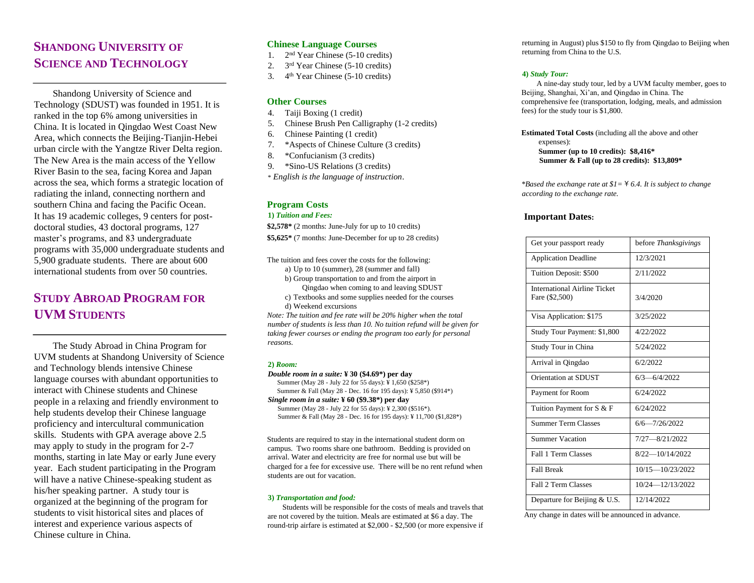# SHANDONG UNIVERSITY OF SCIENCE AND TECHNOLOGY

Shandong University of Science and Technology (SDUST) was founded in 1951. It is ranked in the top 6% among universities in China. It is located in Qingdao West Coast New Area, which connects the Beijing-Tianjin-Hebei urban circle with the Yangtze River Delta region. The New Area is the main access of the Yellow River Basin to the sea, facing Korea and Japan across the sea, which forms a strategic location of radiating the inland, connecting northern and southern China and facing the Pacific Ocean. It has 19 academic colleges, 9 centers for post-doctoral studies, 43 doctoral programs, 127 master's programs, and 83 undergraduate programs with 35,000 undergraduate students and 5,900 graduate students. There are about 600 international students from over 50 countries.

# STUDY ABROAD PROGRAM FOR UVM STUDENTS

The Study Abroad in China Program for UVM students at Shandong University of Science and Technology blends intensive Chinese language courses with abundant opportunities to interact with Chinese students and Chinese people in a relaxing and friendly environment to help students develop their Chinese language proficiency and intercultural communication skills. Students with GPA average above 2.5 may apply to study in the program for 2-7 months, starting in late May or early June every year. Each student participating in the Program will have a native Chinese-speaking student as his/her speaking partner. A study tour is organized at the beginning of the program for students to visit historical sites and places of interest and experience various aspects of Chinese culture in China.

## Chinese Language Courses

1. 2nd Year Chinese (5-10 credits)
2. 3rd Year Chinese (5-10 credits)
3. 4th Year Chinese (5-10 credits)

## Other Courses

4. Taiji Boxing (1 credit)
5. Chinese Brush Pen Calligraphy (1-2 credits)
6. Chinese Painting (1 credit)
7. *Aspects of Chinese Culture (3 credits)
8. *Confucianism (3 credits)
9. *Sino-US Relations (3 credits)

\* *English is the language of instruction*.

## Program Costs

**1) *Tuition and Fees:***

**$2,578*** (2 months: June-July for up to 10 credits)

**$5,625*** (7 months: June-December for up to 28 credits)

The tuition and fees cover the costs for the following:

a) Up to 10 (summer), 28 (summer and fall)
b) Group transportation to and from the airport in Qingdao when coming to and leaving SDUST
c) Textbooks and some supplies needed for the courses
d) Weekend excursions

*Note: The tuition and fee rate will be 20% higher when the total number of students is less than 10. No tuition refund will be given for taking fewer courses or ending the program too early for personal reasons.*

**2) *Room:***

***Double room in a suite:* ¥ 30 ($4.69*) per day**

Summer (May 28 - July 22 for 55 days): ¥ 1,650 ($258*)
Summer & Fall (May 28 - Dec. 16 for 195 days): ¥ 5,850 ($914*)

***Single room in a suite:* ¥ 60 ($9.38*) per day**

Summer (May 28 - July 22 for 55 days): ¥ 2,300 ($516*).
Summer & Fall (May 28 - Dec. 16 for 195 days): ¥ 11,700 ($1,828*)

Students are required to stay in the international student dorm on campus. Two rooms share one bathroom. Bedding is provided on arrival. Water and electricity are free for normal use but will be charged for a fee for excessive use. There will be no rent refund when students are out for vacation.

**3) *Transportation and food:***

Students will be responsible for the costs of meals and travels that are not covered by the tuition. Meals are estimated at $6 a day. The round-trip airfare is estimated at $2,000 - $2,500 (or more expensive if returning in August) plus $150 to fly from Qingdao to Beijing when returning from China to the U.S.

**4) *Study Tour:***

A nine-day study tour, led by a UVM faculty member, goes to Beijing, Shanghai, Xi'an, and Qingdao in China. The comprehensive fee (transportation, lodging, meals, and admission fees) for the study tour is $1,800.

**Estimated Total Costs** (including all the above and other expenses):

**Summer (up to 10 credits): $8,416***

**Summer & Fall (up to 28 credits): $13,809***

*\*Based the exchange rate at $1= ¥ 6.4. It is subject to change according to the exchange rate.*

## Important Dates:

| | |
|---|---|
| Get your passport ready | before *Thanksgivings* |
| Application Deadline | 12/3/2021 |
| Tuition Deposit: $500 | 2/11/2022 |
| International Airline Ticket Fare ($2,500) | 3/4/2020 |
| Visa Application: $175 | 3/25/2022 |
| Study Tour Payment: $1,800 | 4/22/2022 |
| Study Tour in China | 5/24/2022 |
| Arrival in Qingdao | 6/2/2022 |
| Orientation at SDUST | 6/3—6/4/2022 |
| Payment for Room | 6/24/2022 |
| Tuition Payment for S & F | 6/24/2022 |
| Summer Term Classes | 6/6—7/26/2022 |
| Summer Vacation | 7/27—8/21/2022 |
| Fall 1 Term Classes | 8/22—10/14/2022 |
| Fall Break | 10/15—10/23/2022 |
| Fall 2 Term Classes | 10/24—12/13/2022 |
| Departure for Beijing & U.S. | 12/14/2022 |

Any change in dates will be announced in advance.